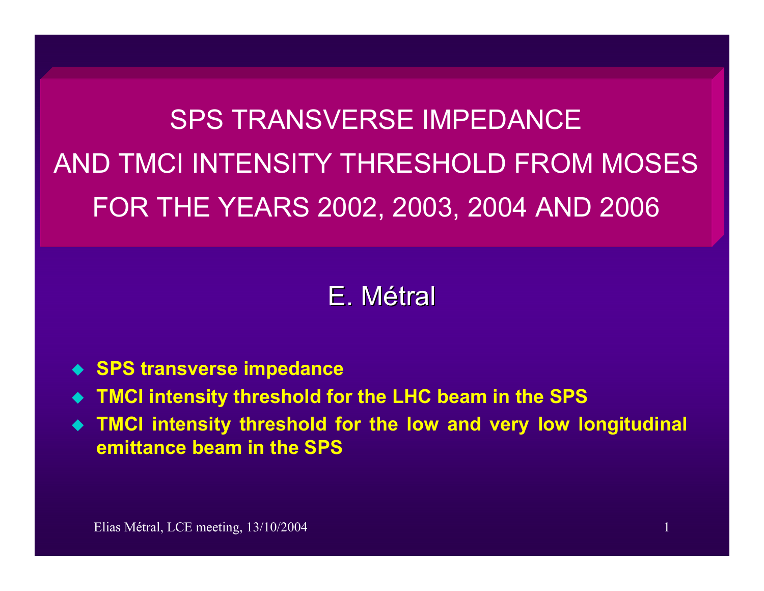# SPS TRANSVERSE IMPEDANCE AND TMCI INTENSITY THRESHOLD FROM MOSES FOR THE YEARS 2002, 2003, 2004 AND 2006

## E. Métral

- **SPS transverse impedance**
- **TMCI intensity threshold for the LHC beam in the SPS**
- **TMCI intensity threshold for the low and very low longitudinal emittance beam in the SPS**

Elias Métral, LCE meeting, 13/10/2004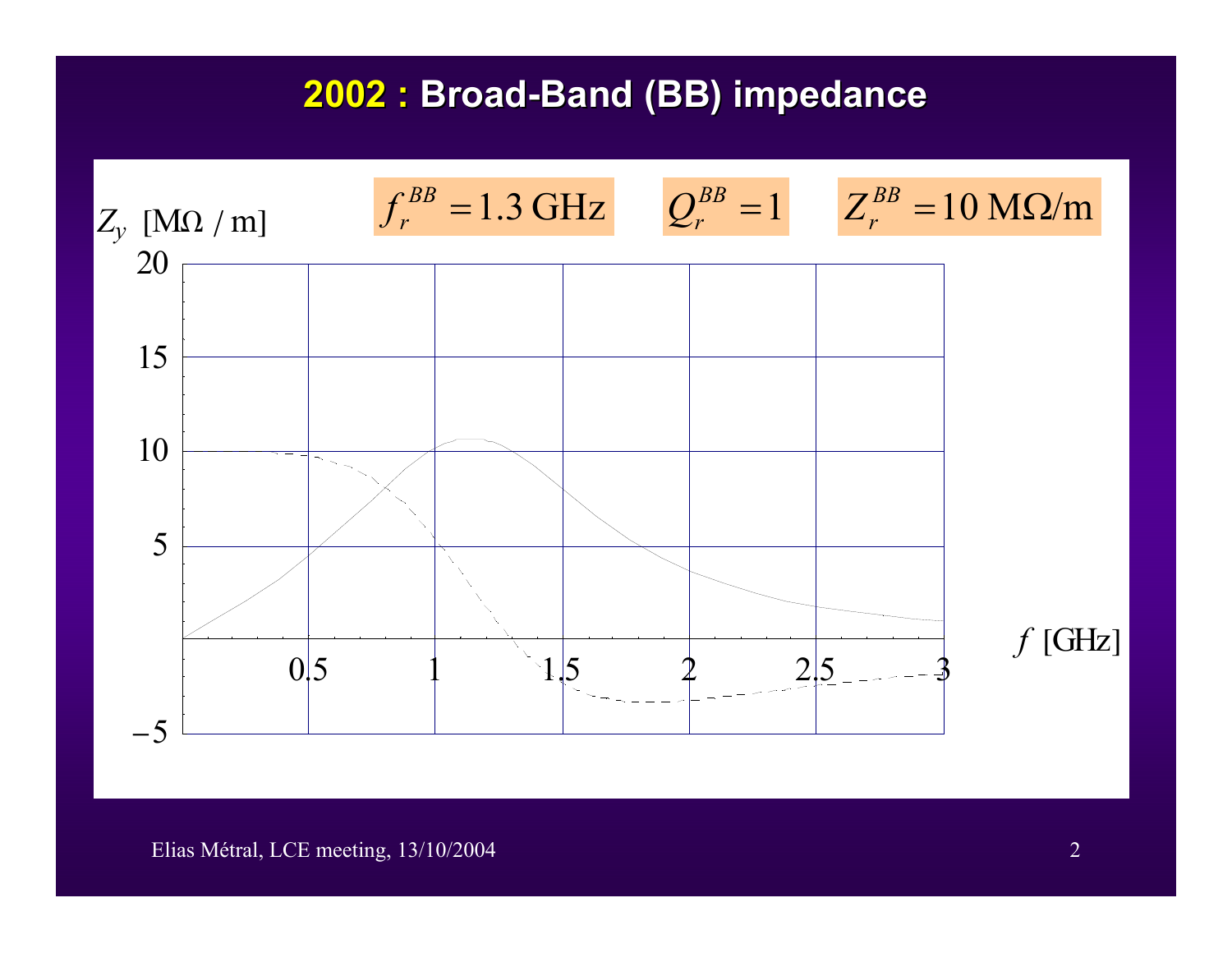# 2002 : Broad-Band (BB) impedance

$f_r^{BB} = 1.3$ GHz $\quad Q_r^{BB} = 1 \quad Z_r^{BB} = 10$ MΩ/m

$Z_y$ [MΩ / m]

20

15

10

5

−5

0.5 1 1.5 2 2.5 3

$f$ [GHz]

Elias Métral, LCE meeting, 13/10/2004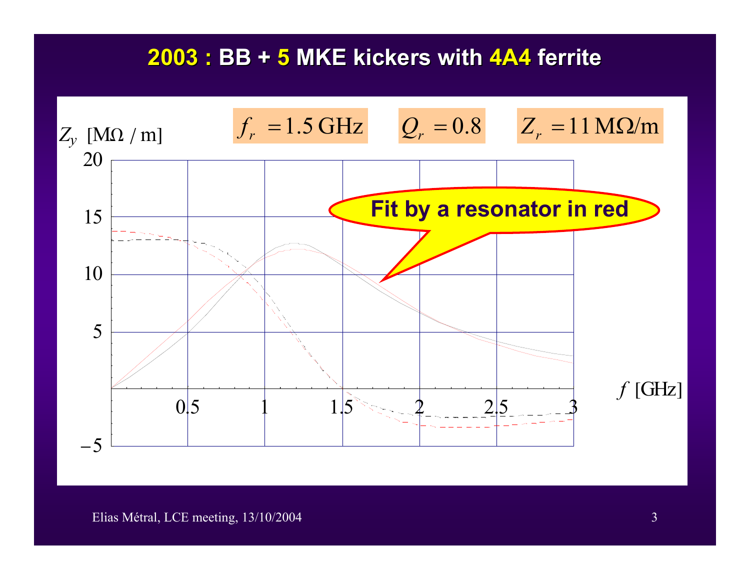# 2003 : BB + 5 MKE kickers with 4A4 ferrite

$f_r = 1.5\,\text{GHz}$ $Q_r = 0.8$ $Z_r = 11\,\text{M}\Omega/\text{m}$

$Z_y$ [MΩ / m]

Fit by a resonator in red

$f$ [GHz]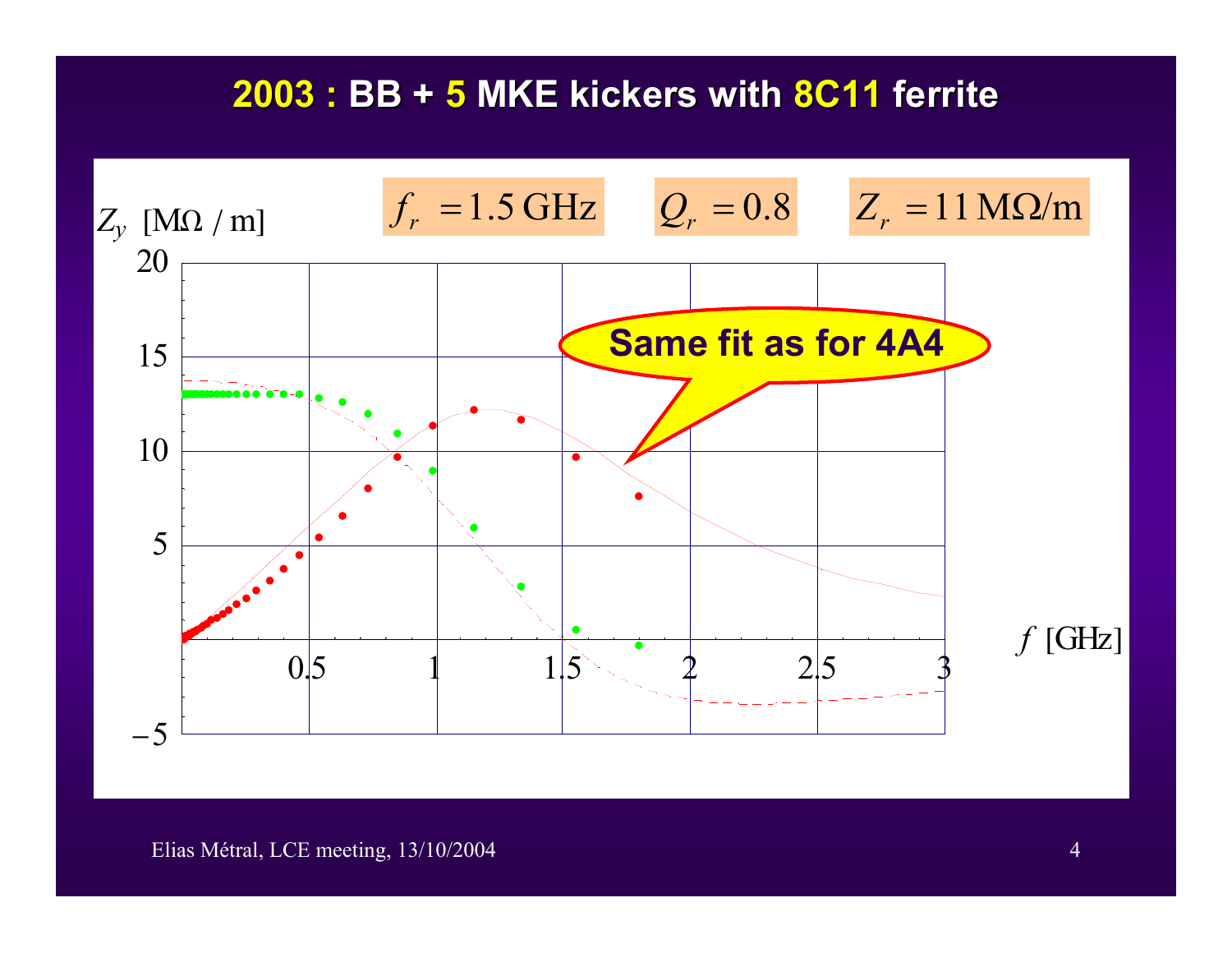# 2003 : BB + 5 MKE kickers with 8C11 ferrite

$f_r = 1.5\,\text{GHz}$ $Q_r = 0.8$ $Z_r = 11\,\text{M}\Omega/\text{m}$

$Z_y$ [MΩ / m]

Same fit as for 4A4

$f$ [GHz]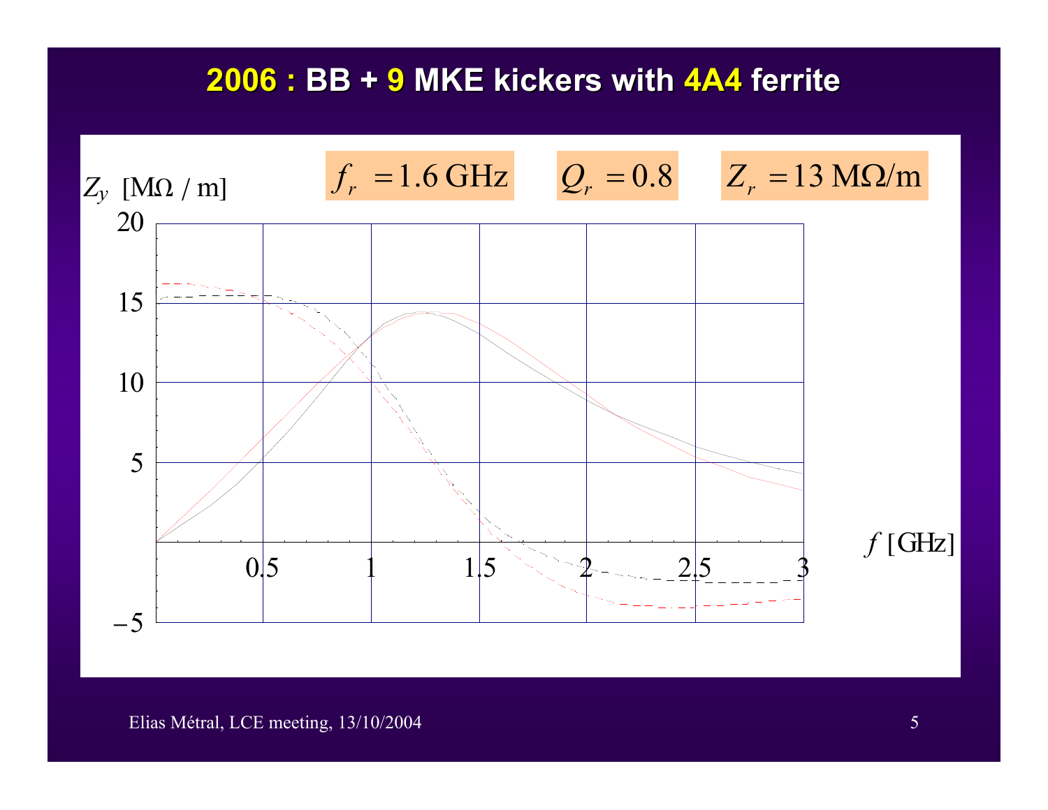# 2006 : BB + 9 MKE kickers with 4A4 ferrite

$f_r = 1.6$ GHz    $Q_r = 0.8$    $Z_r = 13$ MΩ/m

$Z_y$ [MΩ / m]

$f$ [GHz]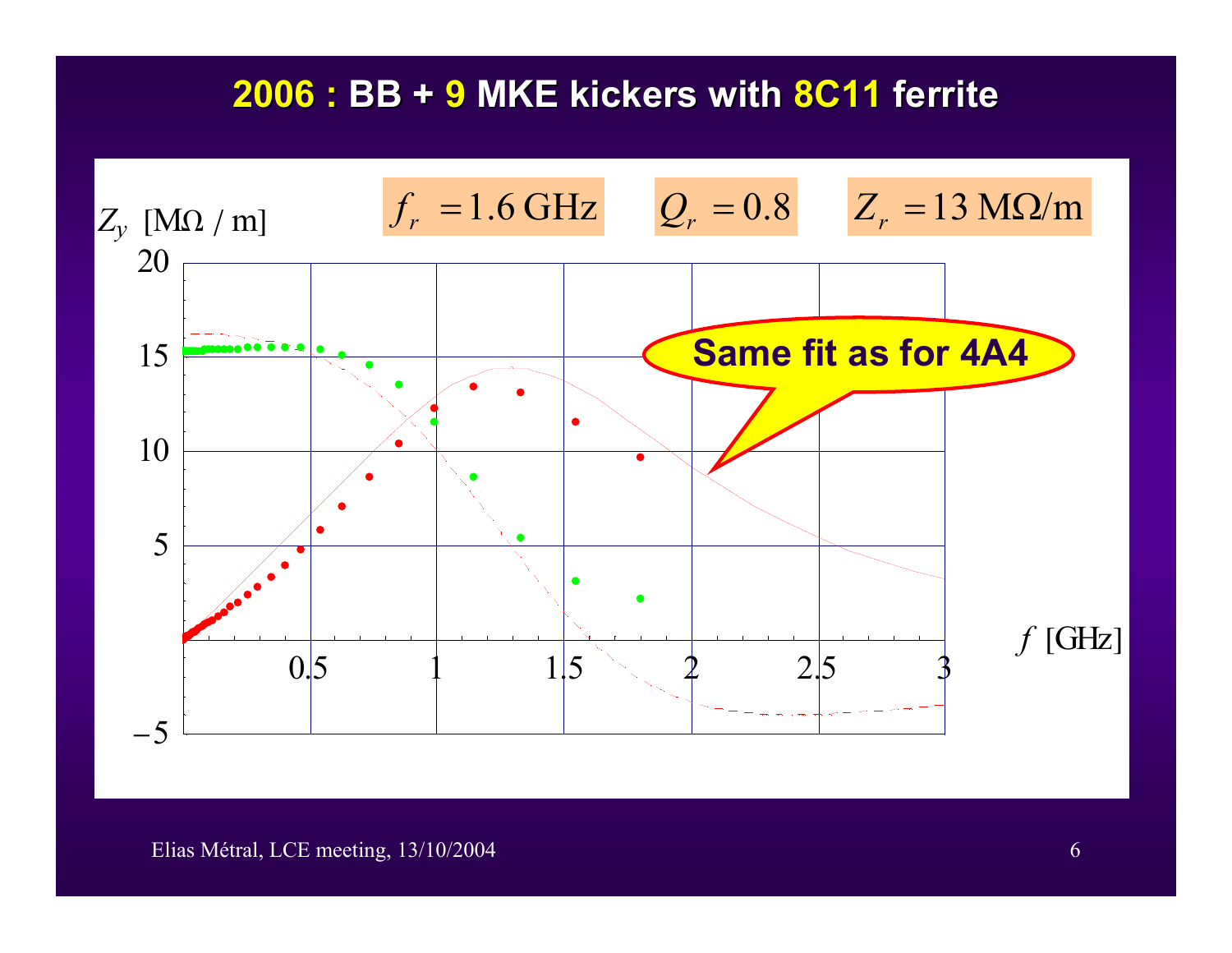# 2006 : BB + 9 MKE kickers with 8C11 ferrite

$f_r = 1.6$ GHz $\quad Q_r = 0.8 \quad Z_r = 13$ MΩ/m

$Z_y$ [MΩ / m]

20

15

10

5

−5

0.5 1 1.5 2 2.5 3

$f$ [GHz]

Same fit as for 4A4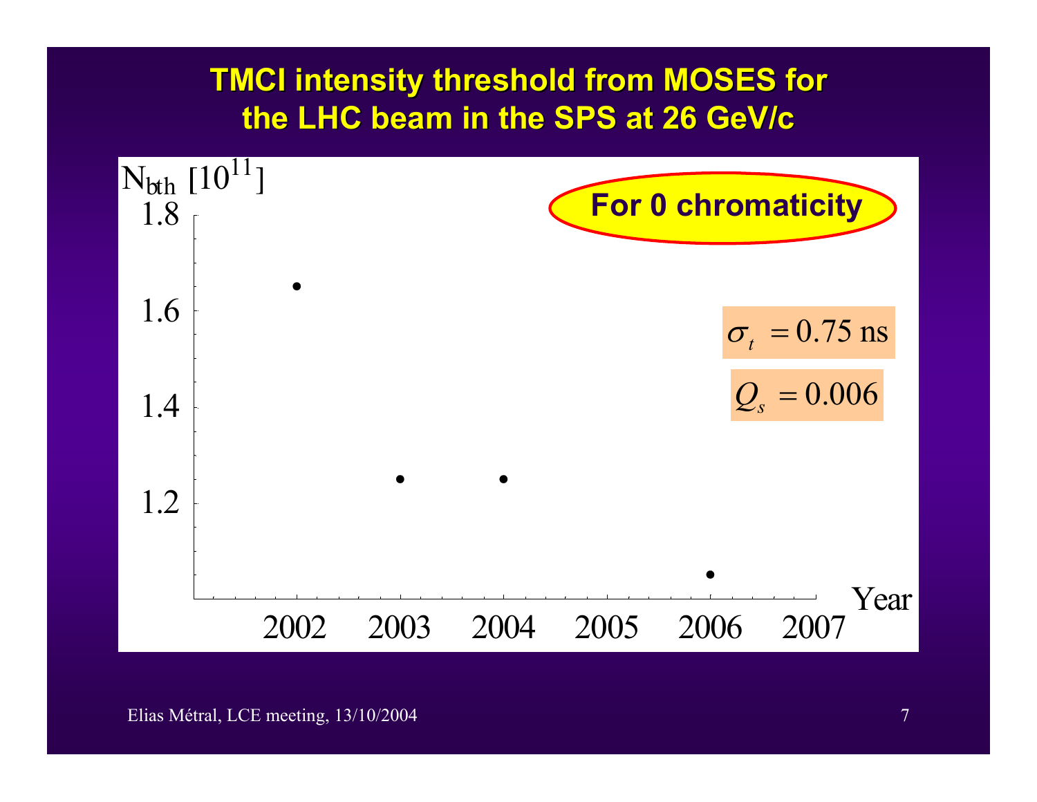# TMCI intensity threshold from MOSES for the LHC beam in the SPS at 26 GeV/c

$N_{bth}$ $[10^{11}]$

**For 0 chromaticity**

$\sigma_t = 0.75$ ns

$Q_s = 0.006$

| Year | $N_{bth}$ $[10^{11}]$ |
| --- | --- |
| 2002 | ~1.65 |
| 2003 | ~1.25 |
| 2004 | ~1.25 |
| 2006 | ~1.05 |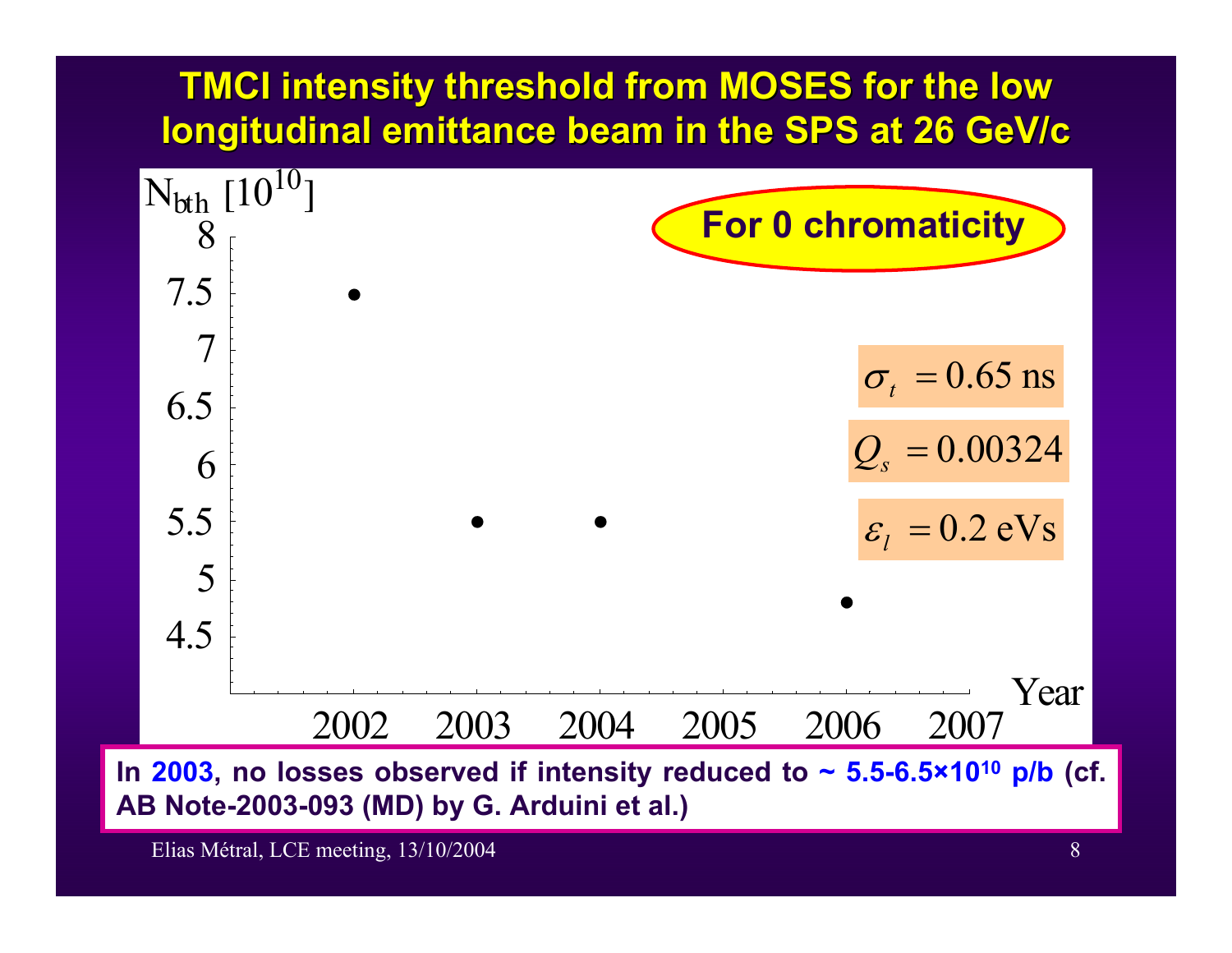# TMCI intensity threshold from MOSES for the low longitudinal emittance beam in the SPS at 26 GeV/c

$N_{bth}$ $[10^{10}]$

**For 0 chromaticity**

| Year | $N_{bth}$ $[10^{10}]$ |
|---|---|
| 2002 | 7.5 |
| 2003 | 5.5 |
| 2004 | 5.5 |
| 2006 | 4.8 |

$\sigma_t = 0.65$ ns

$Q_s = 0.00324$

$\varepsilon_l = 0.2$ eVs

**In 2003, no losses observed if intensity reduced to ~ 5.5-6.5×$10^{10}$ p/b (cf. AB Note-2003-093 (MD) by G. Arduini et al.)**

Elias Métral, LCE meeting, 13/10/2004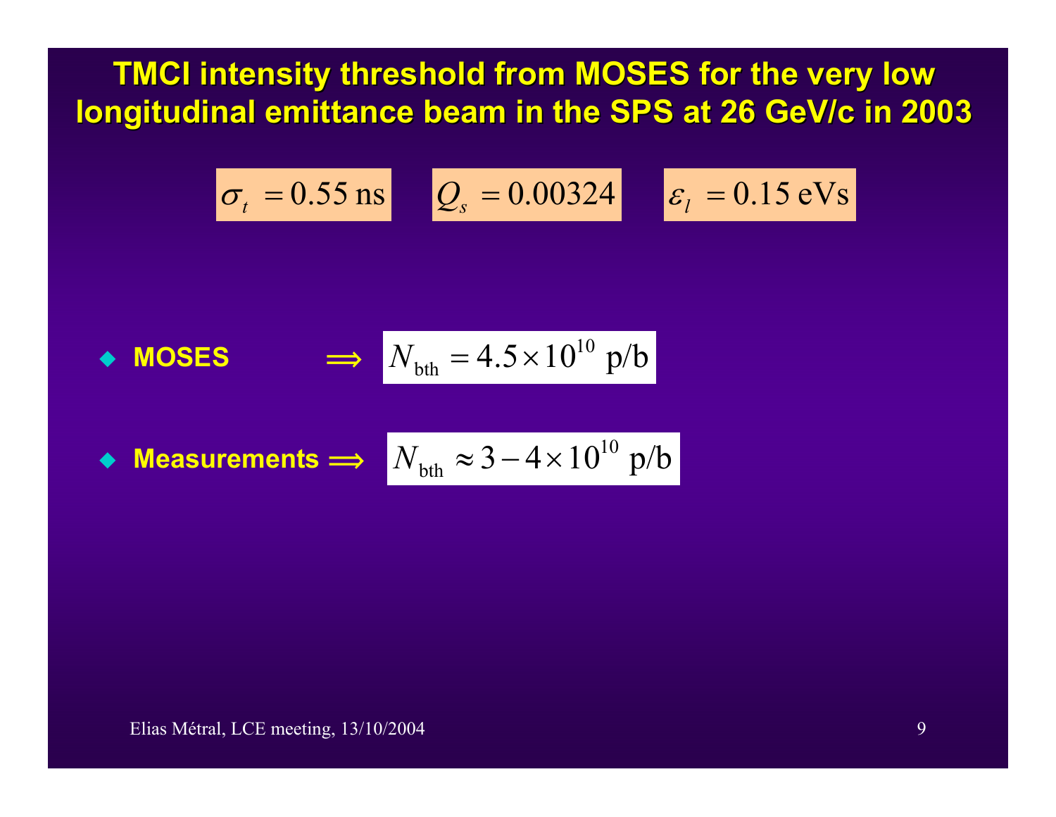# TMCI intensity threshold from MOSES for the very low longitudinal emittance beam in the SPS at 26 GeV/c in 2003

$\sigma_t = 0.55 \text{ ns}$ $Q_s = 0.00324$ $\varepsilon_l = 0.15 \text{ eVs}$

- **MOSES** $\Longrightarrow$ $N_{\text{bth}} = 4.5 \times 10^{10} \text{ p/b}$
- **Measurements** $\Longrightarrow$ $N_{\text{bth}} \approx 3 - 4 \times 10^{10} \text{ p/b}$

Elias Métral, LCE meeting, 13/10/2004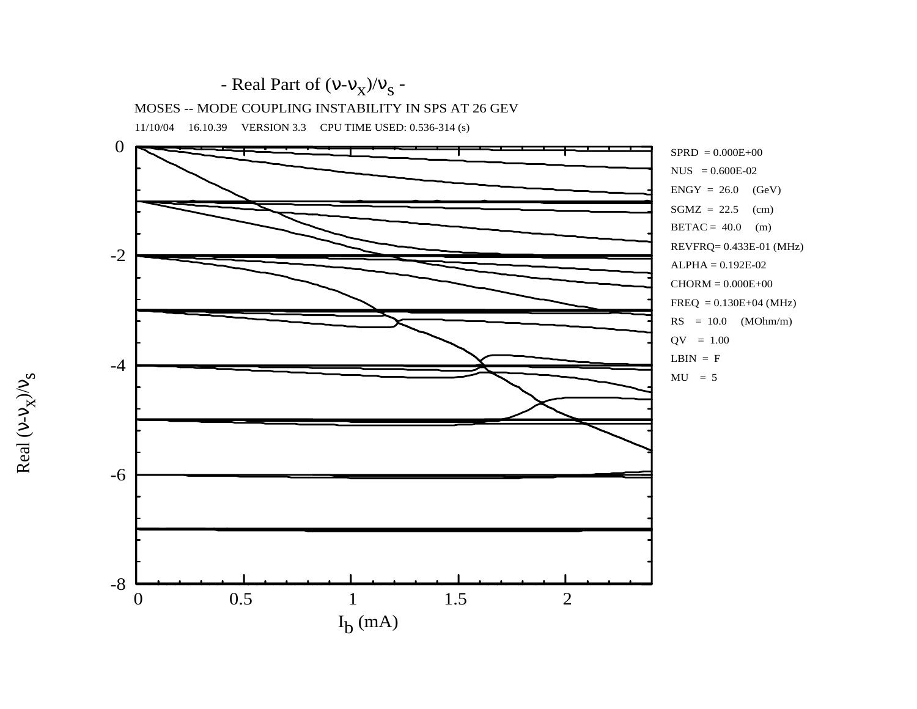- Real Part of $(\nu-\nu_x)/\nu_s$ -

MOSES -- MODE COUPLING INSTABILITY IN SPS AT 26 GEV

11/10/04 16.10.39 VERSION 3.3 CPU TIME USED: 0.536-314 (s)

SPRD = 0.000E+00
NUS = 0.600E-02
ENGY = 26.0 (GeV)
SGMZ = 22.5 (cm)
BETAC = 40.0 (m)
REVFRQ= 0.433E-01 (MHz)
ALPHA = 0.192E-02
CHORM = 0.000E+00
FREQ = 0.130E+04 (MHz)
RS = 10.0 (MOhm/m)
QV = 1.00
LBIN = F
MU = 5

Real $(\nu-\nu_x)/\nu_s$

$I_b$ (mA)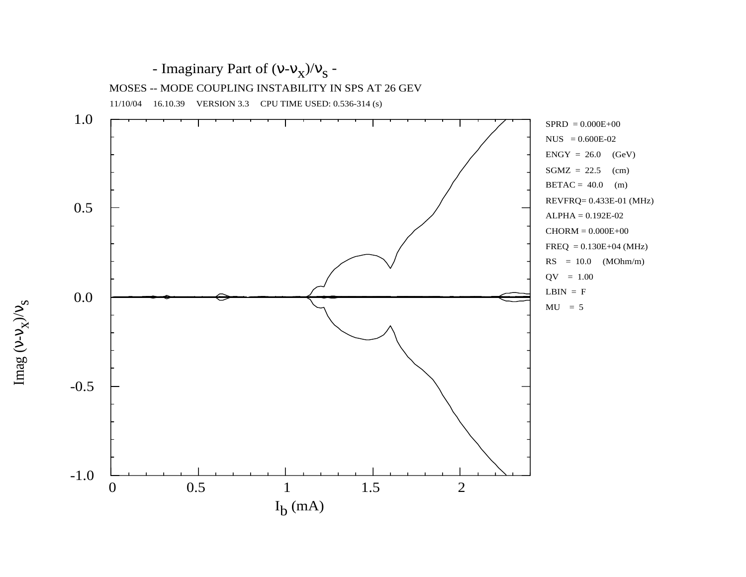- Imaginary Part of $(\nu-\nu_x)/\nu_s$ -

MOSES -- MODE COUPLING INSTABILITY IN SPS AT 26 GEV

11/10/04 16.10.39 VERSION 3.3 CPU TIME USED: 0.536-314 (s)

SPRD = 0.000E+00
NUS = 0.600E-02
ENGY = 26.0 (GeV)
SGMZ = 22.5 (cm)
BETAC = 40.0 (m)
REVFRQ= 0.433E-01 (MHz)
ALPHA = 0.192E-02
CHORM = 0.000E+00
FREQ = 0.130E+04 (MHz)
RS = 10.0 (MOhm/m)
QV = 1.00
LBIN = F
MU = 5

Imag $(\nu-\nu_x)/\nu_s$

$I_b$ (mA)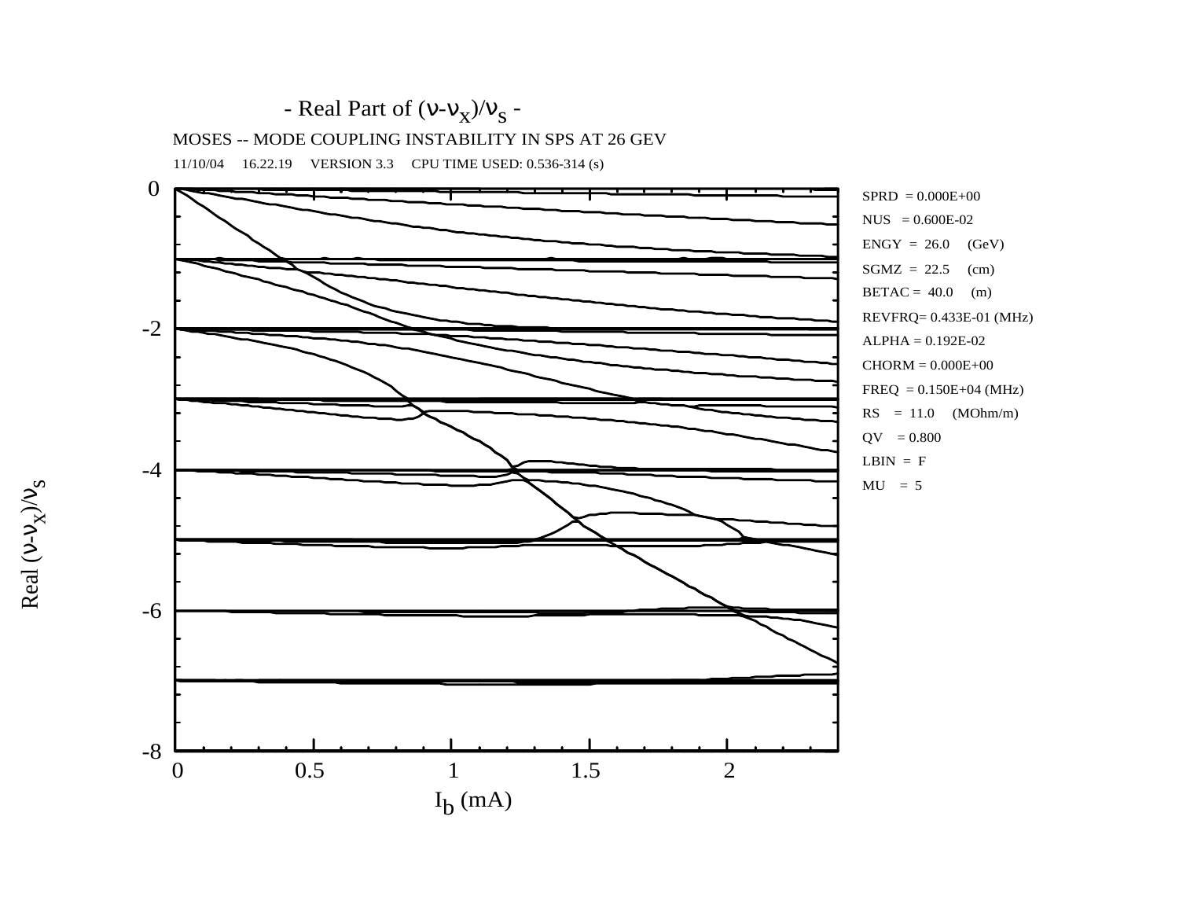- Real Part of $(\nu-\nu_x)/\nu_s$ -

MOSES -- MODE COUPLING INSTABILITY IN SPS AT 26 GEV

11/10/04 16.22.19 VERSION 3.3 CPU TIME USED: 0.536-314 (s)

SPRD = 0.000E+00

NUS = 0.600E-02

ENGY = 26.0 (GeV)

SGMZ = 22.5 (cm)

BETAC = 40.0 (m)

REVFRQ= 0.433E-01 (MHz)

ALPHA = 0.192E-02

CHORM = 0.000E+00

FREQ = 0.150E+04 (MHz)

RS = 11.0 (MOhm/m)

QV = 0.800

LBIN = F

MU = 5

Real $(\nu-\nu_x)/\nu_s$

$I_b$ (mA)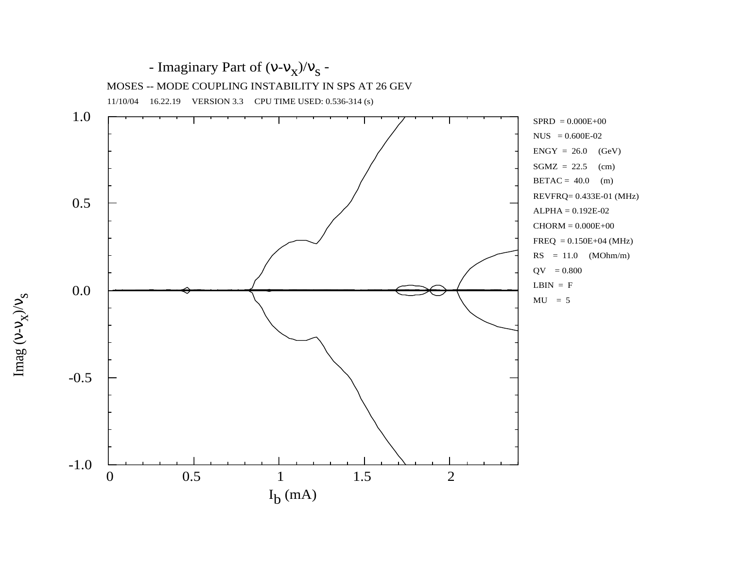- Imaginary Part of $(\nu-\nu_x)/\nu_s$ -

MOSES -- MODE COUPLING INSTABILITY IN SPS AT 26 GEV

11/10/04 16.22.19 VERSION 3.3 CPU TIME USED: 0.536-314 (s)

SPRD = 0.000E+00
NUS = 0.600E-02
ENGY = 26.0 (GeV)
SGMZ = 22.5 (cm)
BETAC = 40.0 (m)
REVFRQ= 0.433E-01 (MHz)
ALPHA = 0.192E-02
CHORM = 0.000E+00
FREQ = 0.150E+04 (MHz)
RS = 11.0 (MOhm/m)
QV = 0.800
LBIN = F
MU = 5

Imag $(\nu-\nu_x)/\nu_s$

$I_b$ (mA)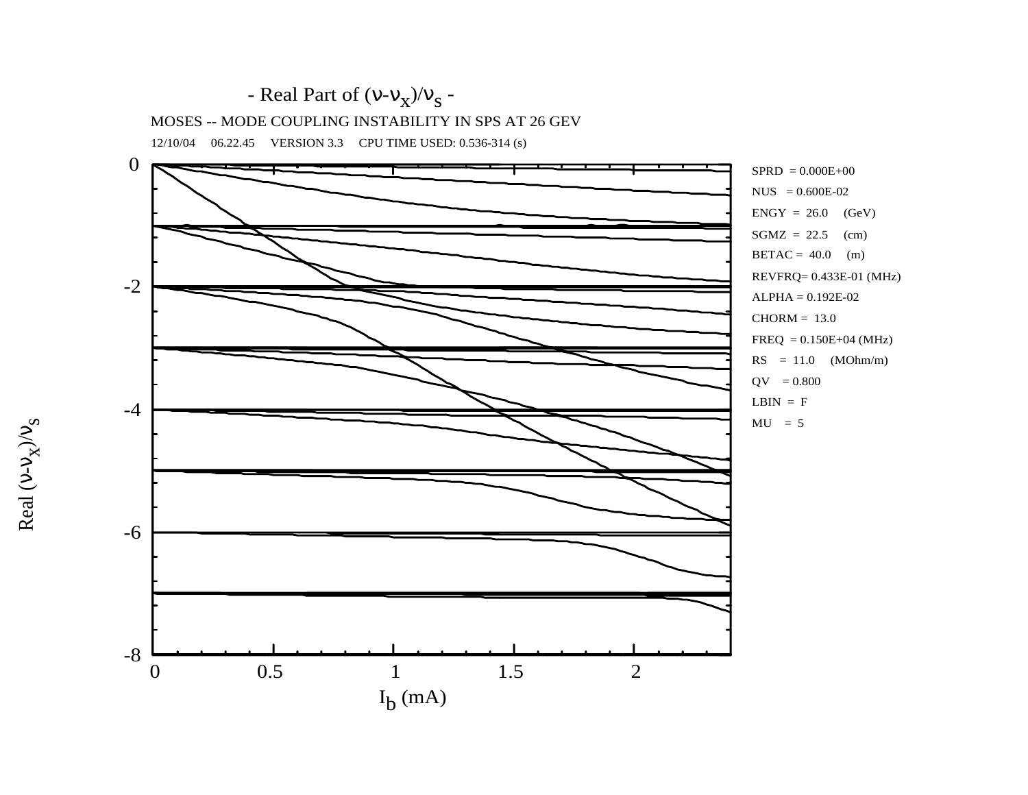## - Real Part of $(\nu-\nu_x)/\nu_s$ -

MOSES -- MODE COUPLING INSTABILITY IN SPS AT 26 GEV

12/10/04 06.22.45 VERSION 3.3 CPU TIME USED: 0.536-314 (s)

SPRD = 0.000E+00

NUS = 0.600E-02

ENGY = 26.0 (GeV)

SGMZ = 22.5 (cm)

BETAC = 40.0 (m)

REVFRQ= 0.433E-01 (MHz)

ALPHA = 0.192E-02

CHORM = 13.0

FREQ = 0.150E+04 (MHz)

RS = 11.0 (MOhm/m)

QV = 0.800

LBIN = F

MU = 5

Vertical axis: Real $(\nu-\nu_x)/\nu_s$ (from 0 to -8)

Horizontal axis: $I_b$ (mA) (from 0 to 2)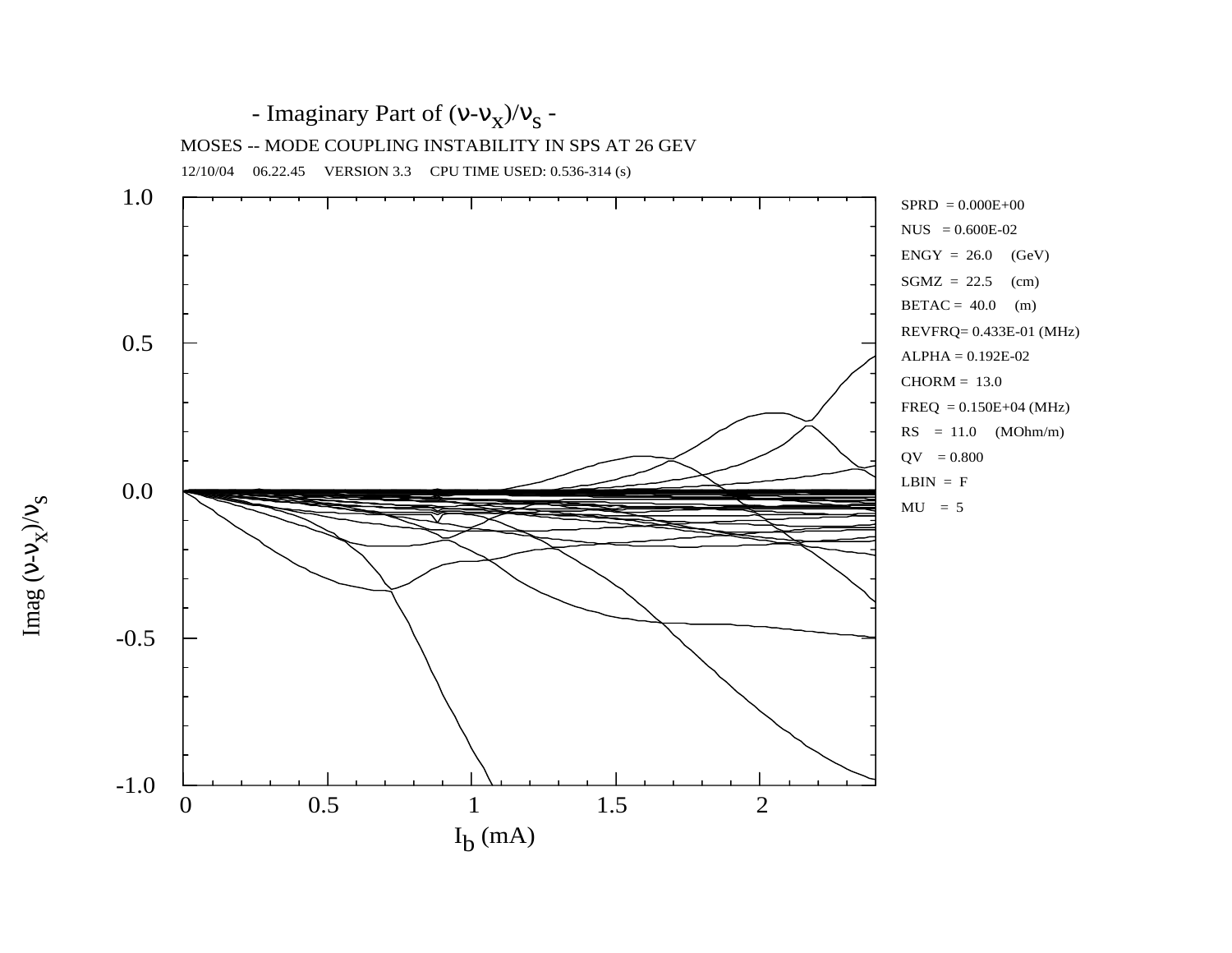- Imaginary Part of $(\nu-\nu_x)/\nu_s$ -

MOSES -- MODE COUPLING INSTABILITY IN SPS AT 26 GEV

12/10/04 06.22.45 VERSION 3.3 CPU TIME USED: 0.536-314 (s)

SPRD = 0.000E+00
NUS = 0.600E-02
ENGY = 26.0 (GeV)
SGMZ = 22.5 (cm)
BETAC = 40.0 (m)
REVFRQ= 0.433E-01 (MHz)
ALPHA = 0.192E-02
CHORM = 13.0
FREQ = 0.150E+04 (MHz)
RS = 11.0 (MOhm/m)
QV = 0.800
LBIN = F
MU = 5

Imag $(\nu-\nu_x)/\nu_s$

$I_b$ (mA)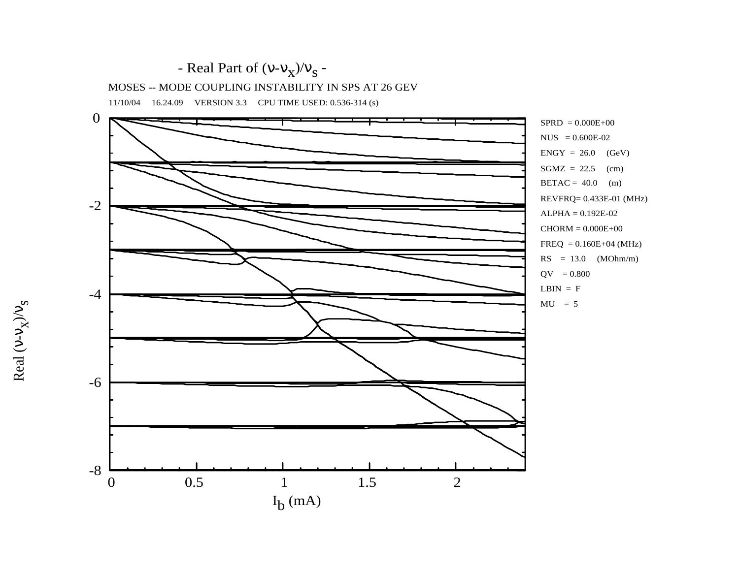- Real Part of $(\nu-\nu_x)/\nu_s$ -

MOSES -- MODE COUPLING INSTABILITY IN SPS AT 26 GEV

11/10/04 16.24.09 VERSION 3.3 CPU TIME USED: 0.536-314 (s)

SPRD = 0.000E+00
NUS = 0.600E-02
ENGY = 26.0 (GeV)
SGMZ = 22.5 (cm)
BETAC = 40.0 (m)
REVFRQ= 0.433E-01 (MHz)
ALPHA = 0.192E-02
CHORM = 0.000E+00
FREQ = 0.160E+04 (MHz)
RS = 13.0 (MOhm/m)
QV = 0.800
LBIN = F
MU = 5

Real $(\nu-\nu_x)/\nu_s$

$I_b$ (mA)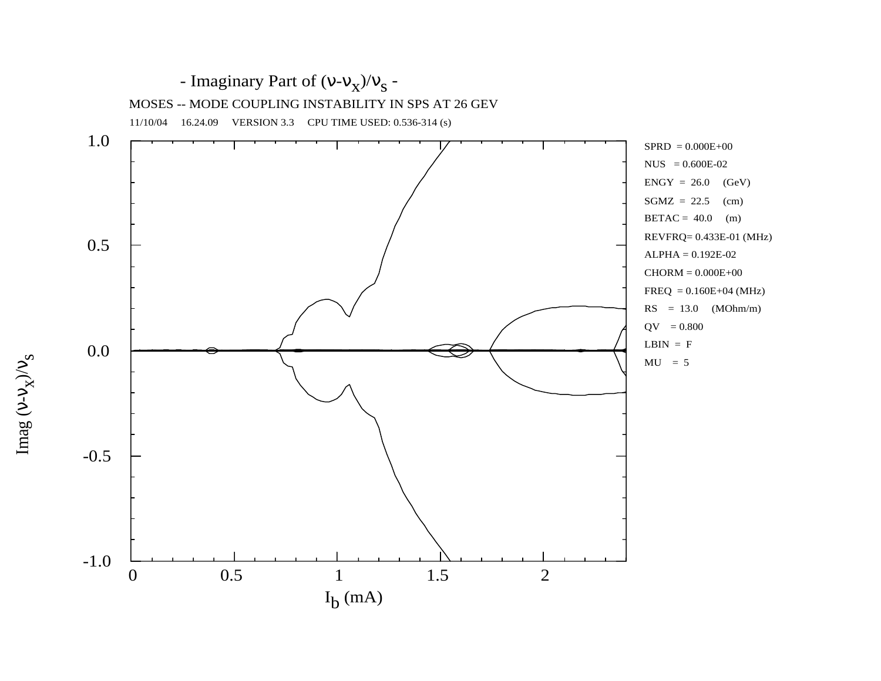- Imaginary Part of $(\nu-\nu_x)/\nu_s$ -

MOSES -- MODE COUPLING INSTABILITY IN SPS AT 26 GEV

11/10/04 16.24.09 VERSION 3.3 CPU TIME USED: 0.536-314 (s)

SPRD = 0.000E+00
NUS = 0.600E-02
ENGY = 26.0 (GeV)
SGMZ = 22.5 (cm)
BETAC = 40.0 (m)
REVFRQ= 0.433E-01 (MHz)
ALPHA = 0.192E-02
CHORM = 0.000E+00
FREQ = 0.160E+04 (MHz)
RS = 13.0 (MOhm/m)
QV = 0.800
LBIN = F
MU = 5

Imag $(\nu-\nu_x)/\nu_s$

$I_b$ (mA)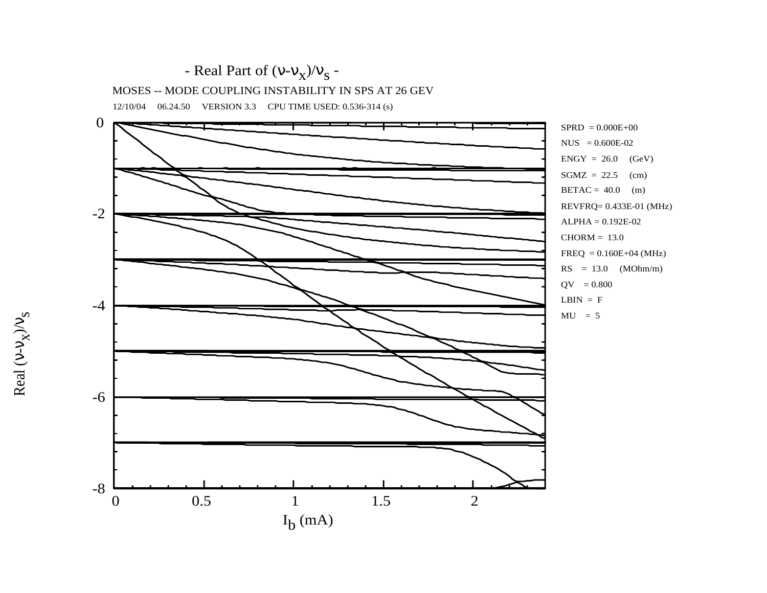- Real Part of $(\nu-\nu_x)/\nu_s$ -

MOSES -- MODE COUPLING INSTABILITY IN SPS AT 26 GEV

12/10/04 06.24.50 VERSION 3.3 CPU TIME USED: 0.536-314 (s)

SPRD = 0.000E+00

NUS = 0.600E-02

ENGY = 26.0 (GeV)

SGMZ = 22.5 (cm)

BETAC = 40.0 (m)

REVFRQ= 0.433E-01 (MHz)

ALPHA = 0.192E-02

CHORM = 13.0

FREQ = 0.160E+04 (MHz)

RS = 13.0 (MOhm/m)

QV = 0.800

LBIN = F

MU = 5

Real $(\nu-\nu_x)/\nu_s$

$I_b$ (mA)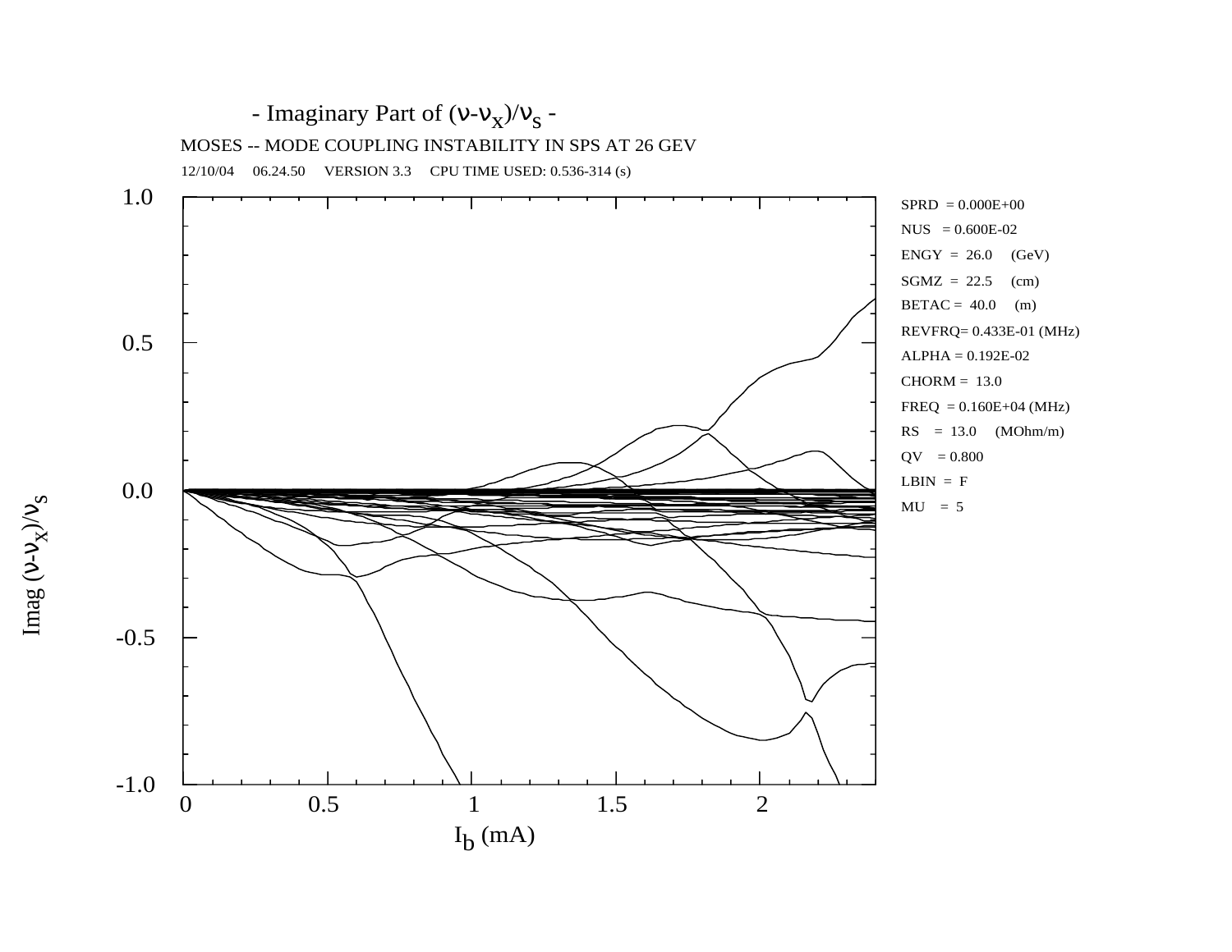- Imaginary Part of $(\nu-\nu_x)/\nu_s$ -

MOSES -- MODE COUPLING INSTABILITY IN SPS AT 26 GEV

12/10/04 06.24.50 VERSION 3.3 CPU TIME USED: 0.536-314 (s)

SPRD = 0.000E+00

NUS = 0.600E-02

ENGY = 26.0 (GeV)

SGMZ = 22.5 (cm)

BETAC = 40.0 (m)

REVFRQ= 0.433E-01 (MHz)

ALPHA = 0.192E-02

CHORM = 13.0

FREQ = 0.160E+04 (MHz)

RS = 13.0 (MOhm/m)

QV = 0.800

LBIN = F

MU = 5

Imag $(\nu-\nu_x)/\nu_s$

$I_b$ (mA)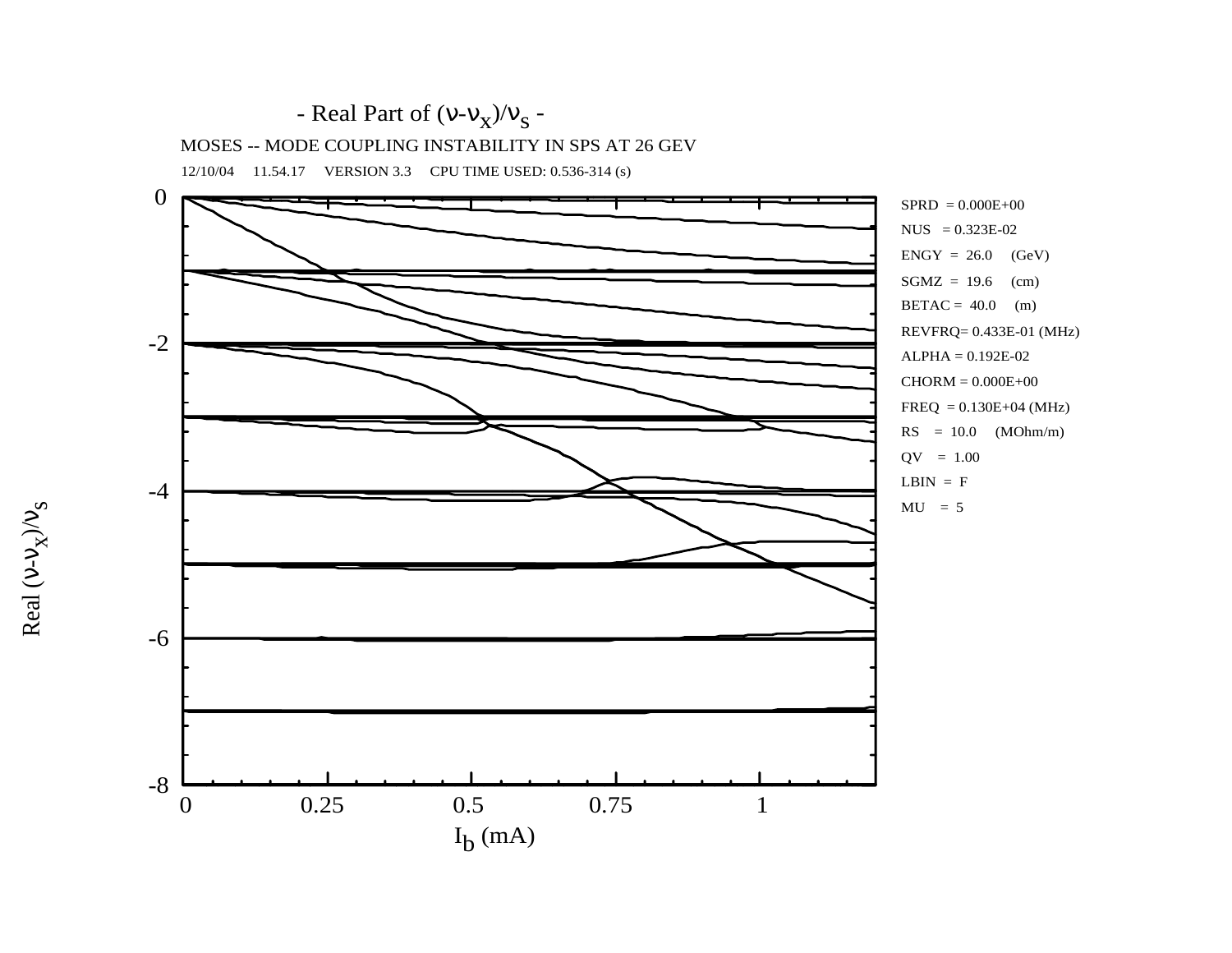- Real Part of $(\nu-\nu_x)/\nu_s$ -

MOSES -- MODE COUPLING INSTABILITY IN SPS AT 26 GEV

12/10/04 11.54.17 VERSION 3.3 CPU TIME USED: 0.536-314 (s)

SPRD = 0.000E+00

NUS = 0.323E-02

ENGY = 26.0 (GeV)

SGMZ = 19.6 (cm)

BETAC = 40.0 (m)

REVFRQ= 0.433E-01 (MHz)

ALPHA = 0.192E-02

CHORM = 0.000E+00

FREQ = 0.130E+04 (MHz)

RS = 10.0 (MOhm/m)

QV = 1.00

LBIN = F

MU = 5

Real $(\nu-\nu_x)/\nu_s$

$I_b$ (mA)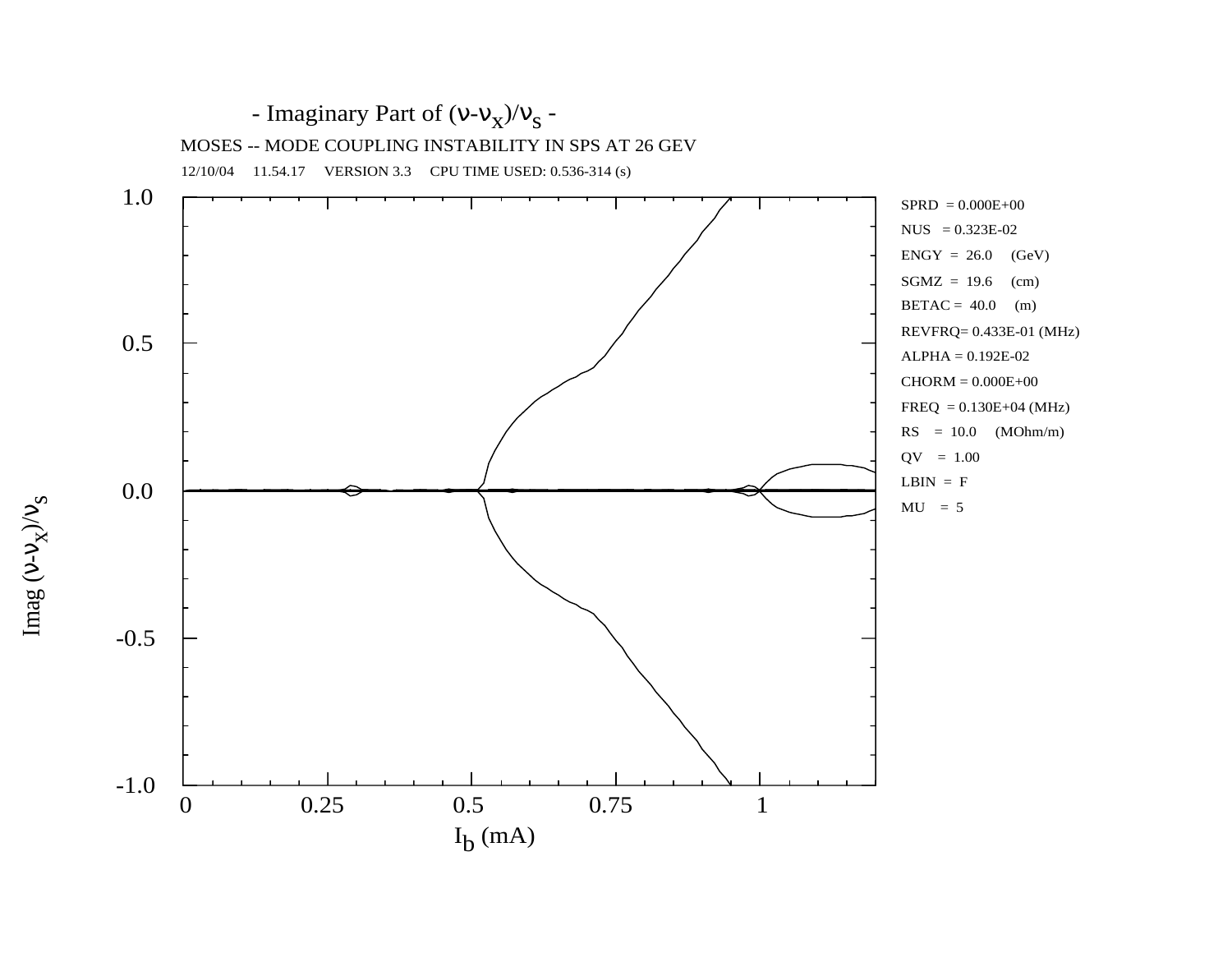- Imaginary Part of $(\nu-\nu_x)/\nu_s$ -

MOSES -- MODE COUPLING INSTABILITY IN SPS AT 26 GEV

12/10/04 11.54.17 VERSION 3.3 CPU TIME USED: 0.536-314 (s)

SPRD = 0.000E+00
NUS = 0.323E-02
ENGY = 26.0 (GeV)
SGMZ = 19.6 (cm)
BETAC = 40.0 (m)
REVFRQ= 0.433E-01 (MHz)
ALPHA = 0.192E-02
CHORM = 0.000E+00
FREQ = 0.130E+04 (MHz)
RS = 10.0 (MOhm/m)
QV = 1.00
LBIN = F
MU = 5

Imag $(\nu-\nu_x)/\nu_s$

$I_b$ (mA)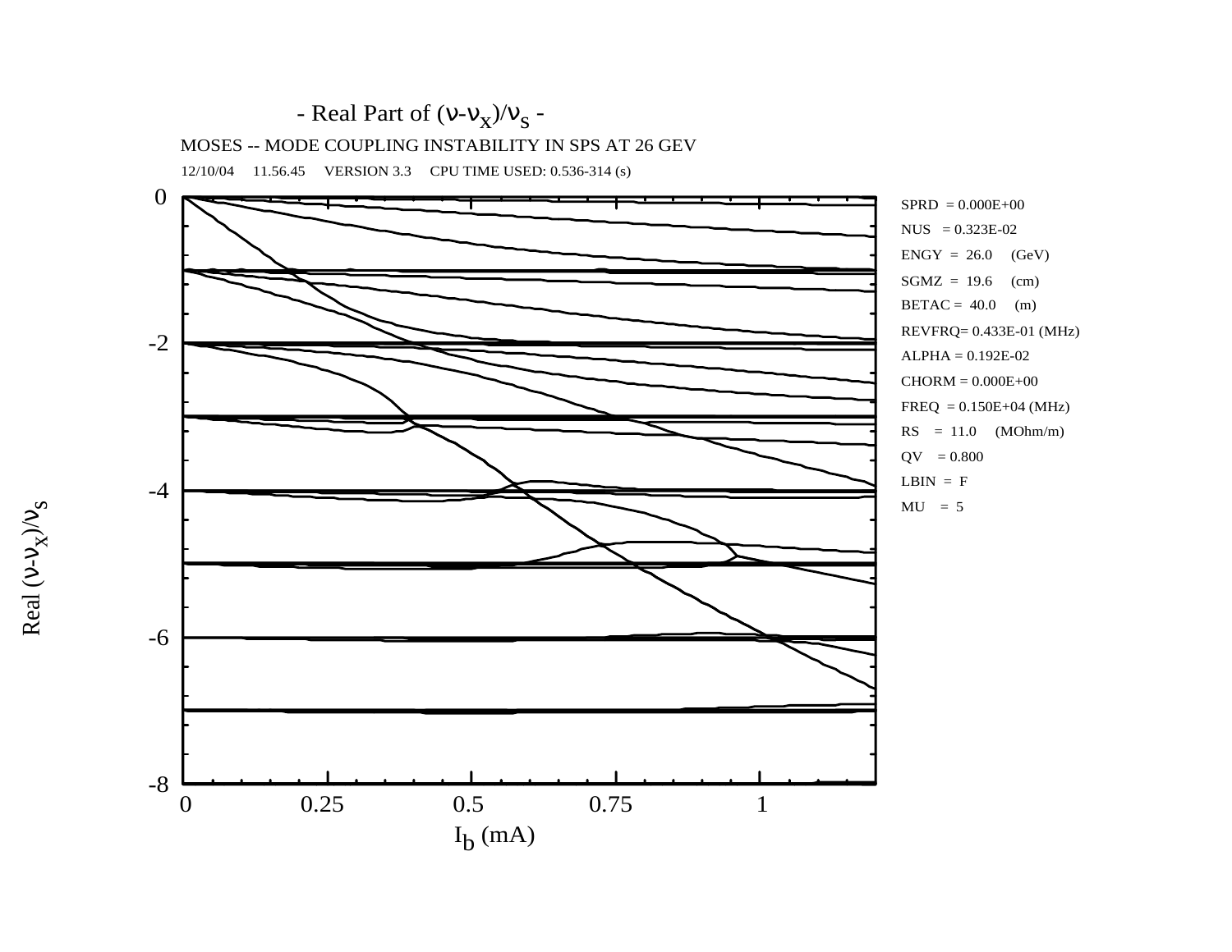- Real Part of $(\nu-\nu_x)/\nu_s$ -

MOSES -- MODE COUPLING INSTABILITY IN SPS AT 26 GEV

12/10/04 11.56.45 VERSION 3.3 CPU TIME USED: 0.536-314 (s)

SPRD = 0.000E+00
NUS = 0.323E-02
ENGY = 26.0 (GeV)
SGMZ = 19.6 (cm)
BETAC = 40.0 (m)
REVFRQ= 0.433E-01 (MHz)
ALPHA = 0.192E-02
CHORM = 0.000E+00
FREQ = 0.150E+04 (MHz)
RS = 11.0 (MOhm/m)
QV = 0.800
LBIN = F
MU = 5

Real $(\nu-\nu_x)/\nu_s$

$I_b$ (mA)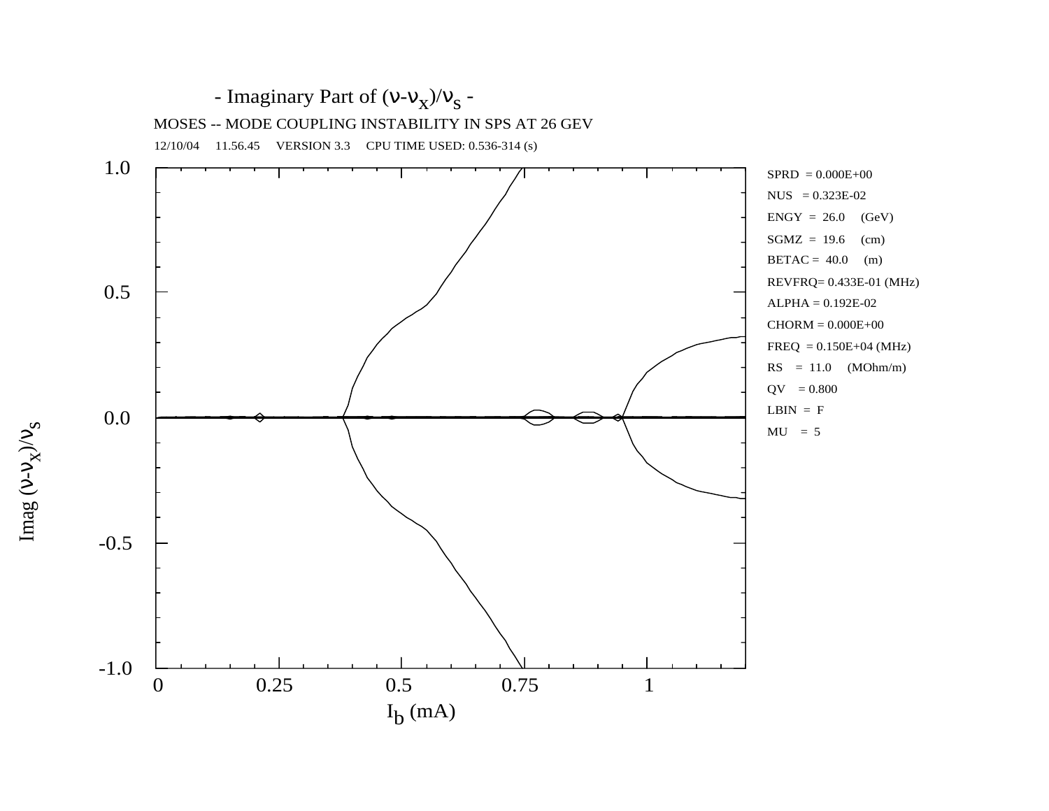- Imaginary Part of $(\nu-\nu_x)/\nu_s$ -

MOSES -- MODE COUPLING INSTABILITY IN SPS AT 26 GEV

12/10/04 11.56.45 VERSION 3.3 CPU TIME USED: 0.536-314 (s)

SPRD = 0.000E+00
NUS = 0.323E-02
ENGY = 26.0 (GeV)
SGMZ = 19.6 (cm)
BETAC = 40.0 (m)
REVFRQ= 0.433E-01 (MHz)
ALPHA = 0.192E-02
CHORM = 0.000E+00
FREQ = 0.150E+04 (MHz)
RS = 11.0 (MOhm/m)
QV = 0.800
LBIN = F
MU = 5

Imag $(\nu-\nu_x)/\nu_s$

$I_b$ (mA)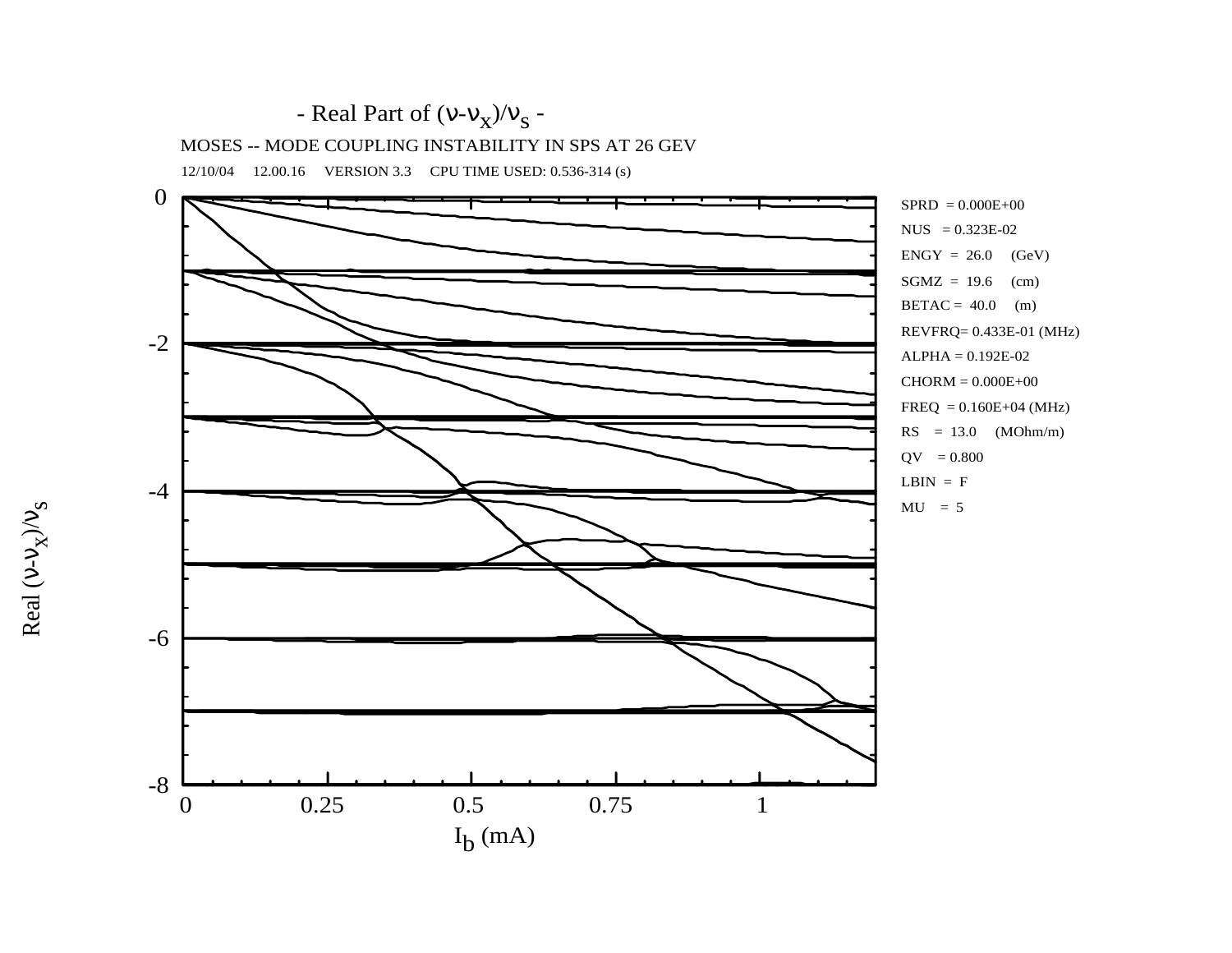- Real Part of $(\nu-\nu_x)/\nu_s$ -

MOSES -- MODE COUPLING INSTABILITY IN SPS AT 26 GEV

12/10/04 12.00.16 VERSION 3.3 CPU TIME USED: 0.536-314 (s)

SPRD = 0.000E+00
NUS = 0.323E-02
ENGY = 26.0 (GeV)
SGMZ = 19.6 (cm)
BETAC = 40.0 (m)
REVFRQ= 0.433E-01 (MHz)
ALPHA = 0.192E-02
CHORM = 0.000E+00
FREQ = 0.160E+04 (MHz)
RS = 13.0 (MOhm/m)
QV = 0.800
LBIN = F
MU = 5

Real $(\nu-\nu_x)/\nu_s$

$I_b$ (mA)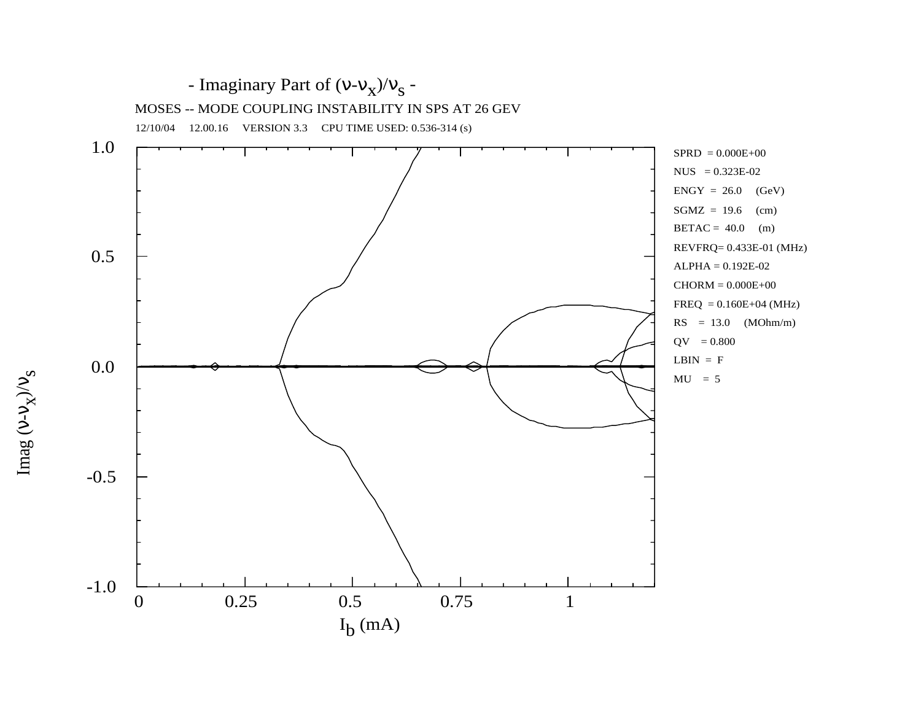# - Imaginary Part of $(\nu-\nu_x)/\nu_s$ -

MOSES -- MODE COUPLING INSTABILITY IN SPS AT 26 GEV

12/10/04 12.00.16 VERSION 3.3 CPU TIME USED: 0.536-314 (s)

SPRD = 0.000E+00
NUS = 0.323E-02
ENGY = 26.0 (GeV)
SGMZ = 19.6 (cm)
BETAC = 40.0 (m)
REVFRQ= 0.433E-01 (MHz)
ALPHA = 0.192E-02
CHORM = 0.000E+00
FREQ = 0.160E+04 (MHz)
RS = 13.0 (MOhm/m)
QV = 0.800
LBIN = F
MU = 5

Y-axis: Imag $(\nu-\nu_x)/\nu_s$ (from -1.0 to 1.0)

X-axis: $I_b$ (mA) (from 0 to 1)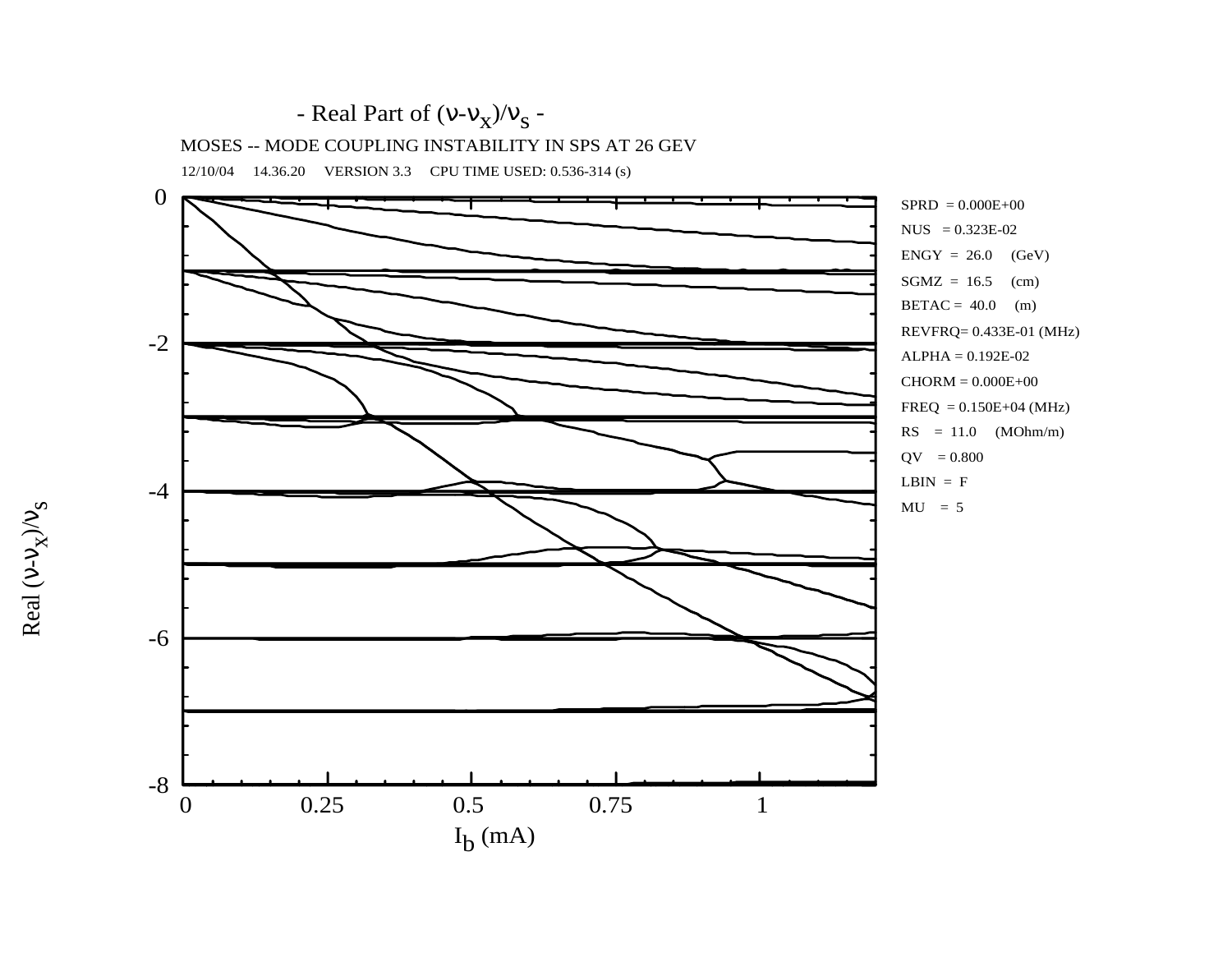- Real Part of $(\nu-\nu_x)/\nu_s$ -

MOSES -- MODE COUPLING INSTABILITY IN SPS AT 26 GEV

12/10/04 14.36.20 VERSION 3.3 CPU TIME USED: 0.536-314 (s)

SPRD = 0.000E+00
NUS = 0.323E-02
ENGY = 26.0 (GeV)
SGMZ = 16.5 (cm)
BETAC = 40.0 (m)
REVFRQ= 0.433E-01 (MHz)
ALPHA = 0.192E-02
CHORM = 0.000E+00
FREQ = 0.150E+04 (MHz)
RS = 11.0 (MOhm/m)
QV = 0.800
LBIN = F
MU = 5

Real $(\nu-\nu_x)/\nu_s$

$I_b$ (mA)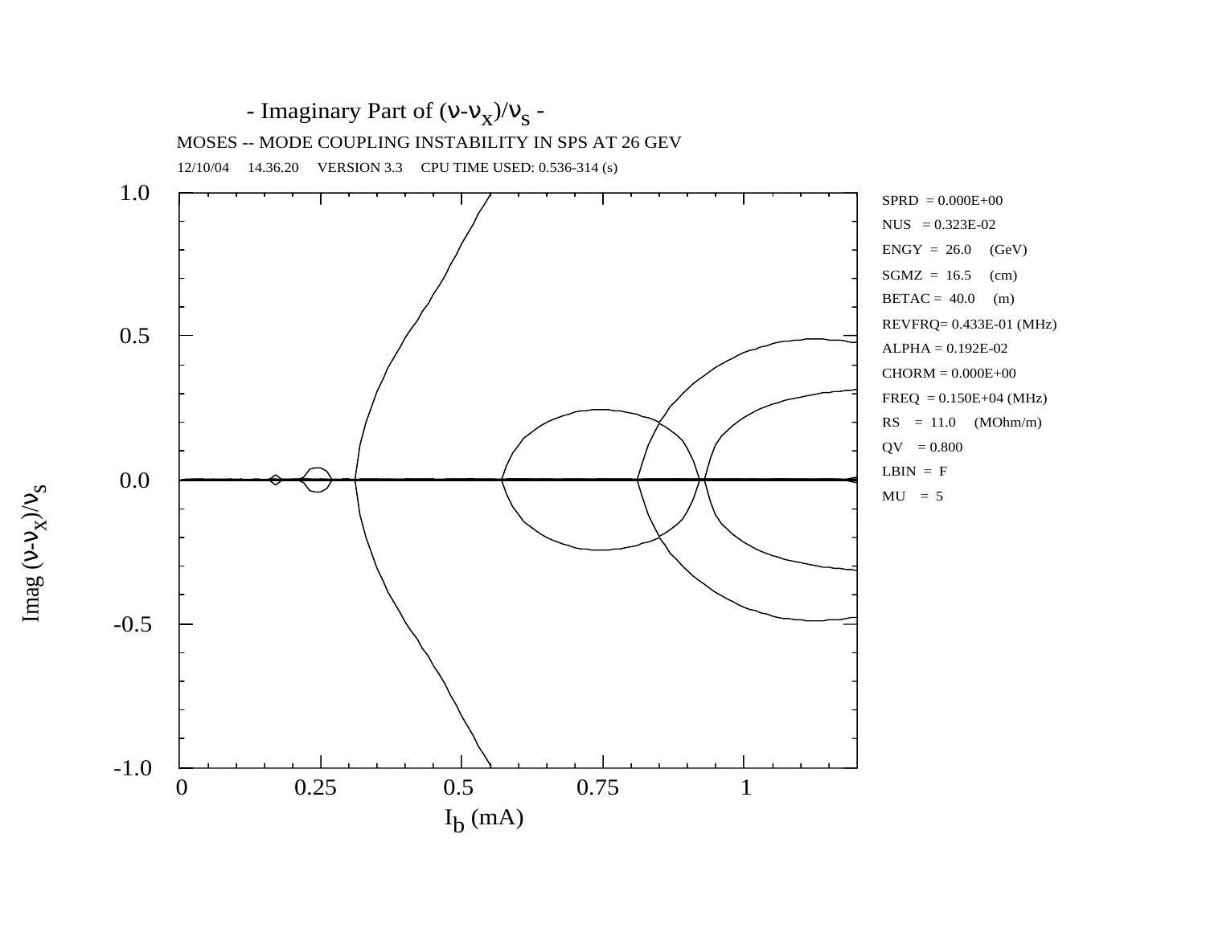- Imaginary Part of $(\nu-\nu_x)/\nu_s$ -

MOSES -- MODE COUPLING INSTABILITY IN SPS AT 26 GEV

12/10/04 14.36.20 VERSION 3.3 CPU TIME USED: 0.536-314 (s)

$\mathrm{Imag}\,(\nu-\nu_x)/\nu_s$

1.0

0.5

0.0

-0.5

-1.0

0

0.25

0.5

0.75

1

$I_b$ (mA)

SPRD = 0.000E+00

NUS = 0.323E-02

ENGY = 26.0 (GeV)

SGMZ = 16.5 (cm)

BETAC = 40.0 (m)

REVFRQ= 0.433E-01 (MHz)

ALPHA = 0.192E-02

CHORM = 0.000E+00

FREQ = 0.150E+04 (MHz)

RS = 11.0 (MOhm/m)

QV = 0.800

LBIN = F

MU = 5